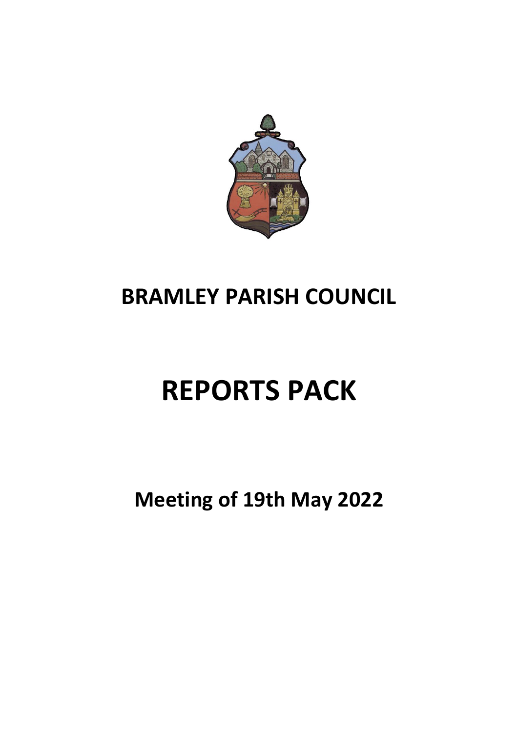# BRAMLEY PARISH COUNCIL

# REPORTS PACK

## Meeting of 19th May 2022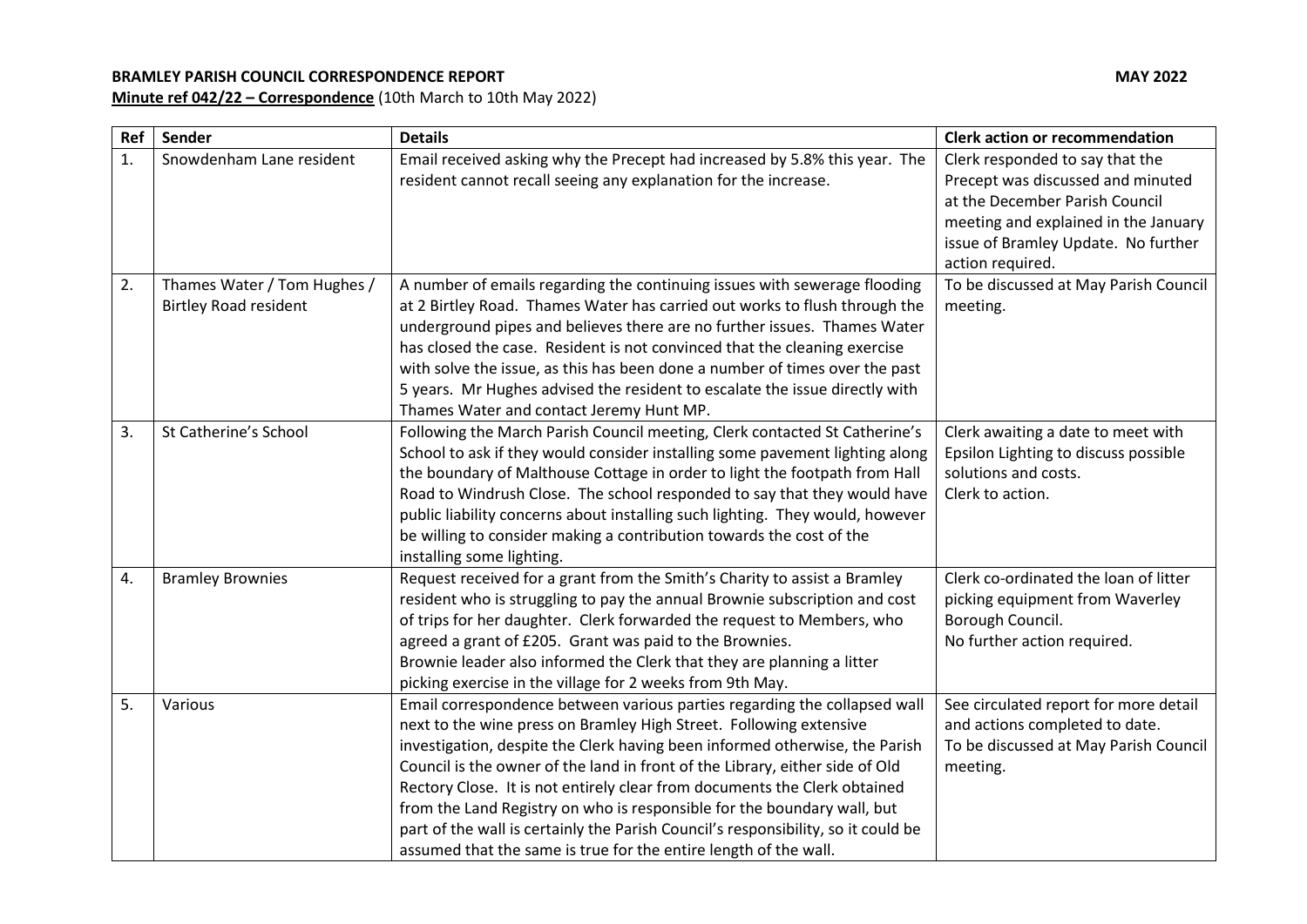**BRAMLEY PARISH COUNCIL CORRESPONDENCE REPORT** **MAY 2022**

**Minute ref 042/22 – Correspondence** (10th March to 10th May 2022)

| Ref | Sender | Details | Clerk action or recommendation |
|---|---|---|---|
| 1. | Snowdenham Lane resident | Email received asking why the Precept had increased by 5.8% this year. The resident cannot recall seeing any explanation for the increase. | Clerk responded to say that the Precept was discussed and minuted at the December Parish Council meeting and explained in the January issue of Bramley Update. No further action required. |
| 2. | Thames Water / Tom Hughes / Birtley Road resident | A number of emails regarding the continuing issues with sewerage flooding at 2 Birtley Road. Thames Water has carried out works to flush through the underground pipes and believes there are no further issues. Thames Water has closed the case. Resident is not convinced that the cleaning exercise with solve the issue, as this has been done a number of times over the past 5 years. Mr Hughes advised the resident to escalate the issue directly with Thames Water and contact Jeremy Hunt MP. | To be discussed at May Parish Council meeting. |
| 3. | St Catherine's School | Following the March Parish Council meeting, Clerk contacted St Catherine's School to ask if they would consider installing some pavement lighting along the boundary of Malthouse Cottage in order to light the footpath from Hall Road to Windrush Close. The school responded to say that they would have public liability concerns about installing such lighting. They would, however be willing to consider making a contribution towards the cost of the installing some lighting. | Clerk awaiting a date to meet with Epsilon Lighting to discuss possible solutions and costs.<br>Clerk to action. |
| 4. | Bramley Brownies | Request received for a grant from the Smith's Charity to assist a Bramley resident who is struggling to pay the annual Brownie subscription and cost of trips for her daughter. Clerk forwarded the request to Members, who agreed a grant of £205. Grant was paid to the Brownies.<br>Brownie leader also informed the Clerk that they are planning a litter picking exercise in the village for 2 weeks from 9th May. | Clerk co-ordinated the loan of litter picking equipment from Waverley Borough Council.<br>No further action required. |
| 5. | Various | Email correspondence between various parties regarding the collapsed wall next to the wine press on Bramley High Street. Following extensive investigation, despite the Clerk having been informed otherwise, the Parish Council is the owner of the land in front of the Library, either side of Old Rectory Close. It is not entirely clear from documents the Clerk obtained from the Land Registry on who is responsible for the boundary wall, but part of the wall is certainly the Parish Council's responsibility, so it could be assumed that the same is true for the entire length of the wall. | See circulated report for more detail and actions completed to date.<br>To be discussed at May Parish Council meeting. |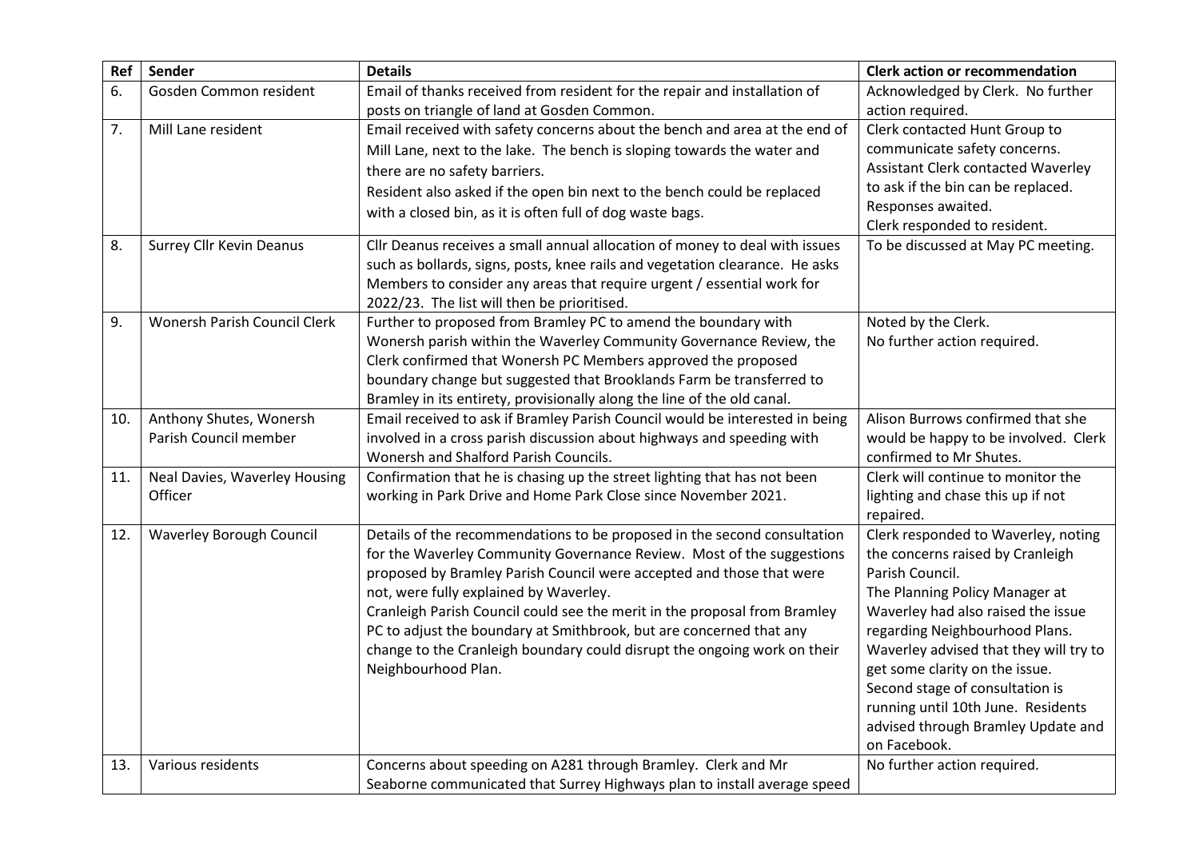| Ref | Sender | Details | Clerk action or recommendation |
|---|---|---|---|
| 6. | Gosden Common resident | Email of thanks received from resident for the repair and installation of posts on triangle of land at Gosden Common. | Acknowledged by Clerk. No further action required. |
| 7. | Mill Lane resident | Email received with safety concerns about the bench and area at the end of Mill Lane, next to the lake. The bench is sloping towards the water and there are no safety barriers.<br>Resident also asked if the open bin next to the bench could be replaced with a closed bin, as it is often full of dog waste bags. | Clerk contacted Hunt Group to communicate safety concerns.<br>Assistant Clerk contacted Waverley to ask if the bin can be replaced.<br>Responses awaited.<br>Clerk responded to resident. |
| 8. | Surrey Cllr Kevin Deanus | Cllr Deanus receives a small annual allocation of money to deal with issues such as bollards, signs, posts, knee rails and vegetation clearance. He asks Members to consider any areas that require urgent / essential work for 2022/23. The list will then be prioritised. | To be discussed at May PC meeting. |
| 9. | Wonersh Parish Council Clerk | Further to proposed from Bramley PC to amend the boundary with Wonersh parish within the Waverley Community Governance Review, the Clerk confirmed that Wonersh PC Members approved the proposed boundary change but suggested that Brooklands Farm be transferred to Bramley in its entirety, provisionally along the line of the old canal. | Noted by the Clerk.<br>No further action required. |
| 10. | Anthony Shutes, Wonersh Parish Council member | Email received to ask if Bramley Parish Council would be interested in being involved in a cross parish discussion about highways and speeding with Wonersh and Shalford Parish Councils. | Alison Burrows confirmed that she would be happy to be involved. Clerk confirmed to Mr Shutes. |
| 11. | Neal Davies, Waverley Housing Officer | Confirmation that he is chasing up the street lighting that has not been working in Park Drive and Home Park Close since November 2021. | Clerk will continue to monitor the lighting and chase this up if not repaired. |
| 12. | Waverley Borough Council | Details of the recommendations to be proposed in the second consultation for the Waverley Community Governance Review. Most of the suggestions proposed by Bramley Parish Council were accepted and those that were not, were fully explained by Waverley.<br>Cranleigh Parish Council could see the merit in the proposal from Bramley PC to adjust the boundary at Smithbrook, but are concerned that any change to the Cranleigh boundary could disrupt the ongoing work on their Neighbourhood Plan. | Clerk responded to Waverley, noting the concerns raised by Cranleigh Parish Council.<br>The Planning Policy Manager at Waverley had also raised the issue regarding Neighbourhood Plans. Waverley advised that they will try to get some clarity on the issue.<br>Second stage of consultation is running until 10th June. Residents advised through Bramley Update and on Facebook. |
| 13. | Various residents | Concerns about speeding on A281 through Bramley. Clerk and Mr Seaborne communicated that Surrey Highways plan to install average speed | No further action required. |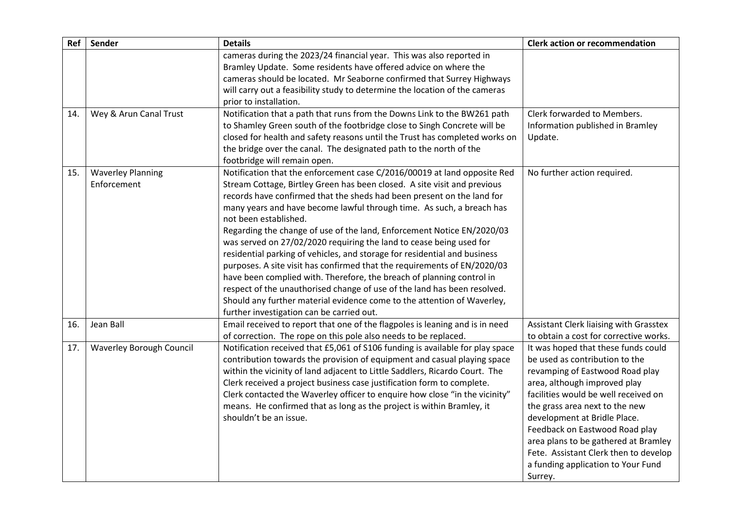| Ref | Sender | Details | Clerk action or recommendation |
|---|---|---|---|
| | | cameras during the 2023/24 financial year. This was also reported in Bramley Update. Some residents have offered advice on where the cameras should be located. Mr Seaborne confirmed that Surrey Highways will carry out a feasibility study to determine the location of the cameras prior to installation. | |
| 14. | Wey & Arun Canal Trust | Notification that a path that runs from the Downs Link to the BW261 path to Shamley Green south of the footbridge close to Singh Concrete will be closed for health and safety reasons until the Trust has completed works on the bridge over the canal. The designated path to the north of the footbridge will remain open. | Clerk forwarded to Members. Information published in Bramley Update. |
| 15. | Waverley Planning Enforcement | Notification that the enforcement case C/2016/00019 at land opposite Red Stream Cottage, Birtley Green has been closed. A site visit and previous records have confirmed that the sheds had been present on the land for many years and have become lawful through time. As such, a breach has not been established.<br>Regarding the change of use of the land, Enforcement Notice EN/2020/03 was served on 27/02/2020 requiring the land to cease being used for residential parking of vehicles, and storage for residential and business purposes. A site visit has confirmed that the requirements of EN/2020/03 have been complied with. Therefore, the breach of planning control in respect of the unauthorised change of use of the land has been resolved. Should any further material evidence come to the attention of Waverley, further investigation can be carried out. | No further action required. |
| 16. | Jean Ball | Email received to report that one of the flagpoles is leaning and is in need of correction. The rope on this pole also needs to be replaced. | Assistant Clerk liaising with Grasstex to obtain a cost for corrective works. |
| 17. | Waverley Borough Council | Notification received that £5,061 of S106 funding is available for play space contribution towards the provision of equipment and casual playing space within the vicinity of land adjacent to Little Saddlers, Ricardo Court. The Clerk received a project business case justification form to complete. Clerk contacted the Waverley officer to enquire how close "in the vicinity" means. He confirmed that as long as the project is within Bramley, it shouldn't be an issue. | It was hoped that these funds could be used as contribution to the revamping of Eastwood Road play area, although improved play facilities would be well received on the grass area next to the new development at Bridle Place. Feedback on Eastwood Road play area plans to be gathered at Bramley Fete. Assistant Clerk then to develop a funding application to Your Fund Surrey. |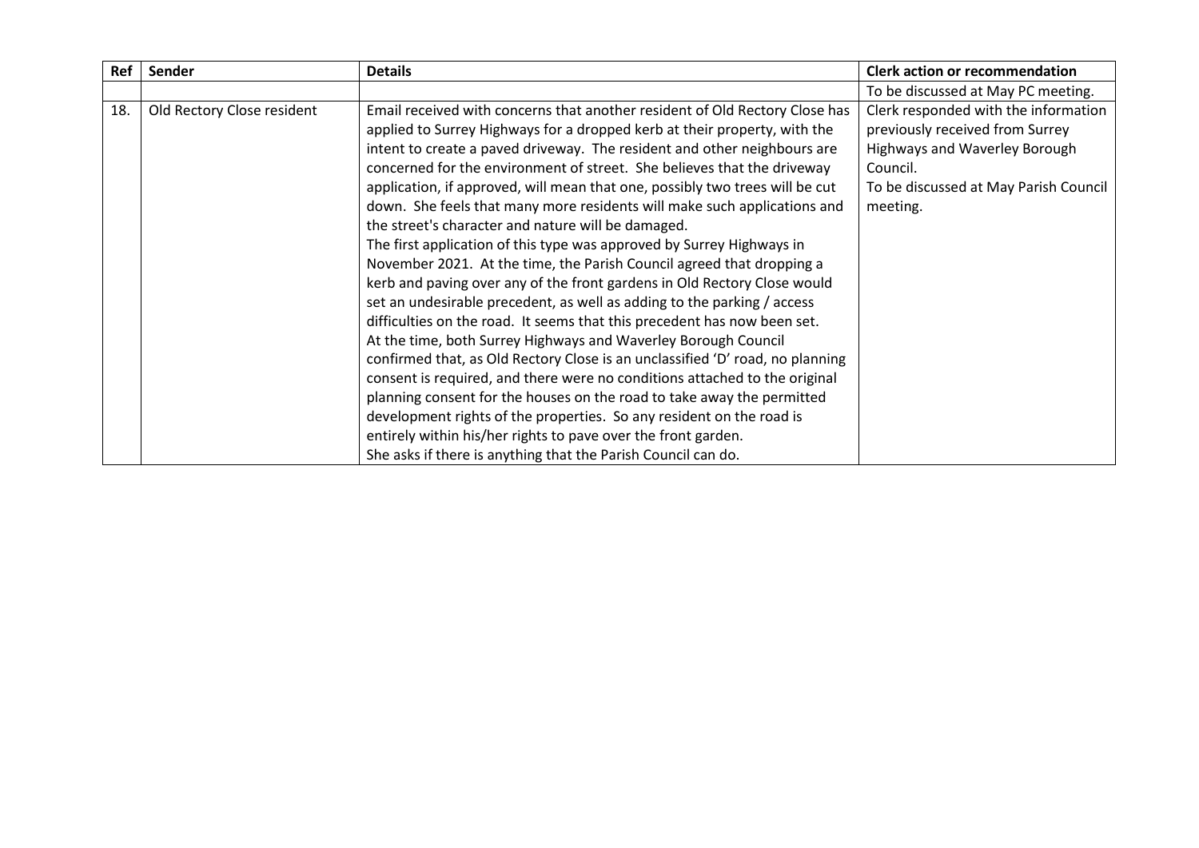| Ref | Sender | Details | Clerk action or recommendation |
|---|---|---|---|
| | | | To be discussed at May PC meeting. |
| 18. | Old Rectory Close resident | Email received with concerns that another resident of Old Rectory Close has applied to Surrey Highways for a dropped kerb at their property, with the intent to create a paved driveway. The resident and other neighbours are concerned for the environment of street. She believes that the driveway application, if approved, will mean that one, possibly two trees will be cut down. She feels that many more residents will make such applications and the street's character and nature will be damaged.<br>The first application of this type was approved by Surrey Highways in November 2021. At the time, the Parish Council agreed that dropping a kerb and paving over any of the front gardens in Old Rectory Close would set an undesirable precedent, as well as adding to the parking / access difficulties on the road. It seems that this precedent has now been set.<br>At the time, both Surrey Highways and Waverley Borough Council confirmed that, as Old Rectory Close is an unclassified 'D' road, no planning consent is required, and there were no conditions attached to the original planning consent for the houses on the road to take away the permitted development rights of the properties. So any resident on the road is entirely within his/her rights to pave over the front garden.<br>She asks if there is anything that the Parish Council can do. | Clerk responded with the information previously received from Surrey Highways and Waverley Borough Council.<br>To be discussed at May Parish Council meeting. |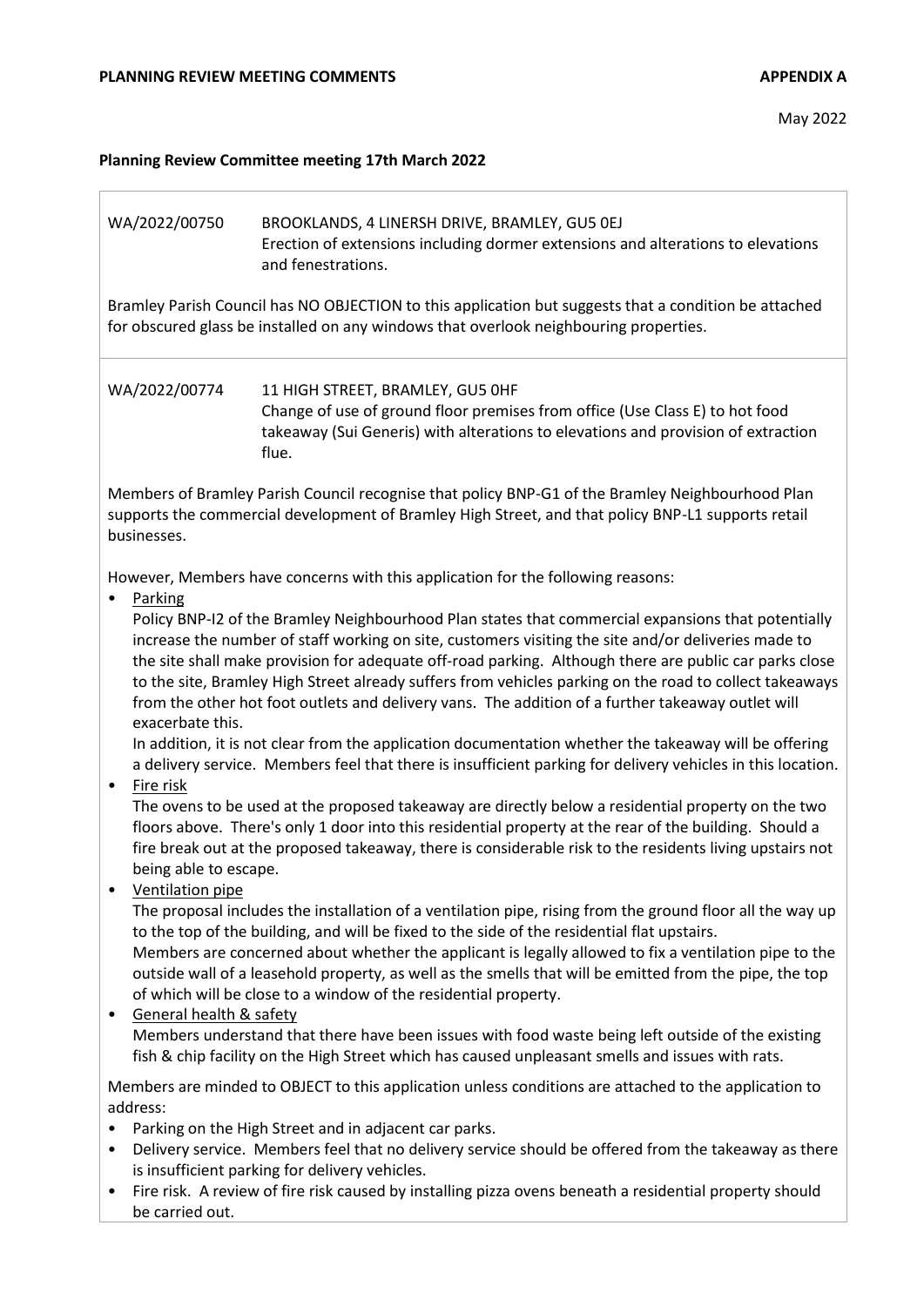**PLANNING REVIEW MEETING COMMENTS** **APPENDIX A**

May 2022

**Planning Review Committee meeting 17th March 2022**

WA/2022/00750 BROOKLANDS, 4 LINERSH DRIVE, BRAMLEY, GU5 0EJ
Erection of extensions including dormer extensions and alterations to elevations and fenestrations.

Bramley Parish Council has NO OBJECTION to this application but suggests that a condition be attached for obscured glass be installed on any windows that overlook neighbouring properties.

WA/2022/00774 11 HIGH STREET, BRAMLEY, GU5 0HF
Change of use of ground floor premises from office (Use Class E) to hot food takeaway (Sui Generis) with alterations to elevations and provision of extraction flue.

Members of Bramley Parish Council recognise that policy BNP-G1 of the Bramley Neighbourhood Plan supports the commercial development of Bramley High Street, and that policy BNP-L1 supports retail businesses.

However, Members have concerns with this application for the following reasons:

- Parking
  Policy BNP-I2 of the Bramley Neighbourhood Plan states that commercial expansions that potentially increase the number of staff working on site, customers visiting the site and/or deliveries made to the site shall make provision for adequate off-road parking. Although there are public car parks close to the site, Bramley High Street already suffers from vehicles parking on the road to collect takeaways from the other hot foot outlets and delivery vans. The addition of a further takeaway outlet will exacerbate this.
  In addition, it is not clear from the application documentation whether the takeaway will be offering a delivery service. Members feel that there is insufficient parking for delivery vehicles in this location.
- Fire risk
  The ovens to be used at the proposed takeaway are directly below a residential property on the two floors above. There's only 1 door into this residential property at the rear of the building. Should a fire break out at the proposed takeaway, there is considerable risk to the residents living upstairs not being able to escape.
- Ventilation pipe
  The proposal includes the installation of a ventilation pipe, rising from the ground floor all the way up to the top of the building, and will be fixed to the side of the residential flat upstairs.
  Members are concerned about whether the applicant is legally allowed to fix a ventilation pipe to the outside wall of a leasehold property, as well as the smells that will be emitted from the pipe, the top of which will be close to a window of the residential property.
- General health & safety
  Members understand that there have been issues with food waste being left outside of the existing fish & chip facility on the High Street which has caused unpleasant smells and issues with rats.

Members are minded to OBJECT to this application unless conditions are attached to the application to address:

- Parking on the High Street and in adjacent car parks.
- Delivery service. Members feel that no delivery service should be offered from the takeaway as there is insufficient parking for delivery vehicles.
- Fire risk. A review of fire risk caused by installing pizza ovens beneath a residential property should be carried out.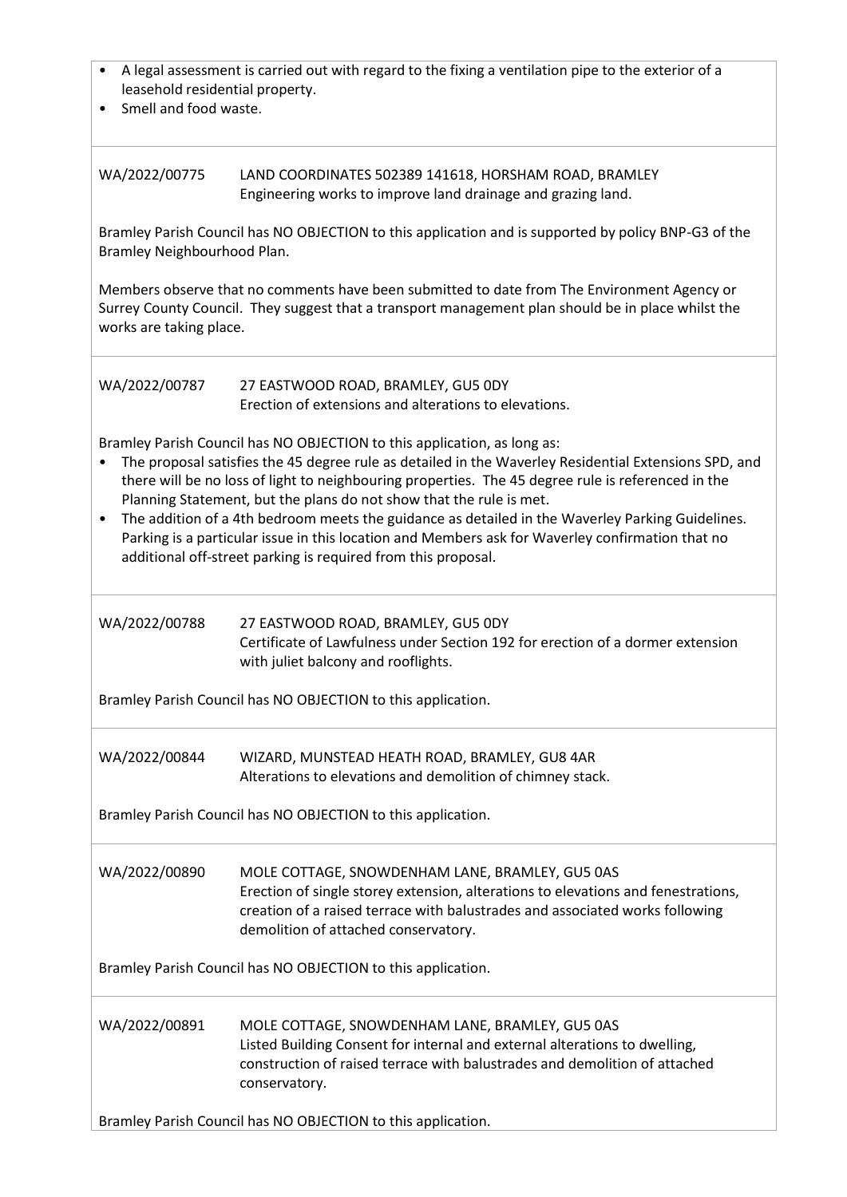- A legal assessment is carried out with regard to the fixing a ventilation pipe to the exterior of a leasehold residential property.
- Smell and food waste.

---

WA/2022/00775 LAND COORDINATES 502389 141618, HORSHAM ROAD, BRAMLEY
Engineering works to improve land drainage and grazing land.

Bramley Parish Council has NO OBJECTION to this application and is supported by policy BNP-G3 of the Bramley Neighbourhood Plan.

Members observe that no comments have been submitted to date from The Environment Agency or Surrey County Council. They suggest that a transport management plan should be in place whilst the works are taking place.

---

WA/2022/00787 27 EASTWOOD ROAD, BRAMLEY, GU5 0DY
Erection of extensions and alterations to elevations.

Bramley Parish Council has NO OBJECTION to this application, as long as:

- The proposal satisfies the 45 degree rule as detailed in the Waverley Residential Extensions SPD, and there will be no loss of light to neighbouring properties. The 45 degree rule is referenced in the Planning Statement, but the plans do not show that the rule is met.
- The addition of a 4th bedroom meets the guidance as detailed in the Waverley Parking Guidelines. Parking is a particular issue in this location and Members ask for Waverley confirmation that no additional off-street parking is required from this proposal.

---

WA/2022/00788 27 EASTWOOD ROAD, BRAMLEY, GU5 0DY
Certificate of Lawfulness under Section 192 for erection of a dormer extension with juliet balcony and rooflights.

Bramley Parish Council has NO OBJECTION to this application.

---

WA/2022/00844 WIZARD, MUNSTEAD HEATH ROAD, BRAMLEY, GU8 4AR
Alterations to elevations and demolition of chimney stack.

Bramley Parish Council has NO OBJECTION to this application.

---

WA/2022/00890 MOLE COTTAGE, SNOWDENHAM LANE, BRAMLEY, GU5 0AS
Erection of single storey extension, alterations to elevations and fenestrations, creation of a raised terrace with balustrades and associated works following demolition of attached conservatory.

Bramley Parish Council has NO OBJECTION to this application.

---

WA/2022/00891 MOLE COTTAGE, SNOWDENHAM LANE, BRAMLEY, GU5 0AS
Listed Building Consent for internal and external alterations to dwelling, construction of raised terrace with balustrades and demolition of attached conservatory.

Bramley Parish Council has NO OBJECTION to this application.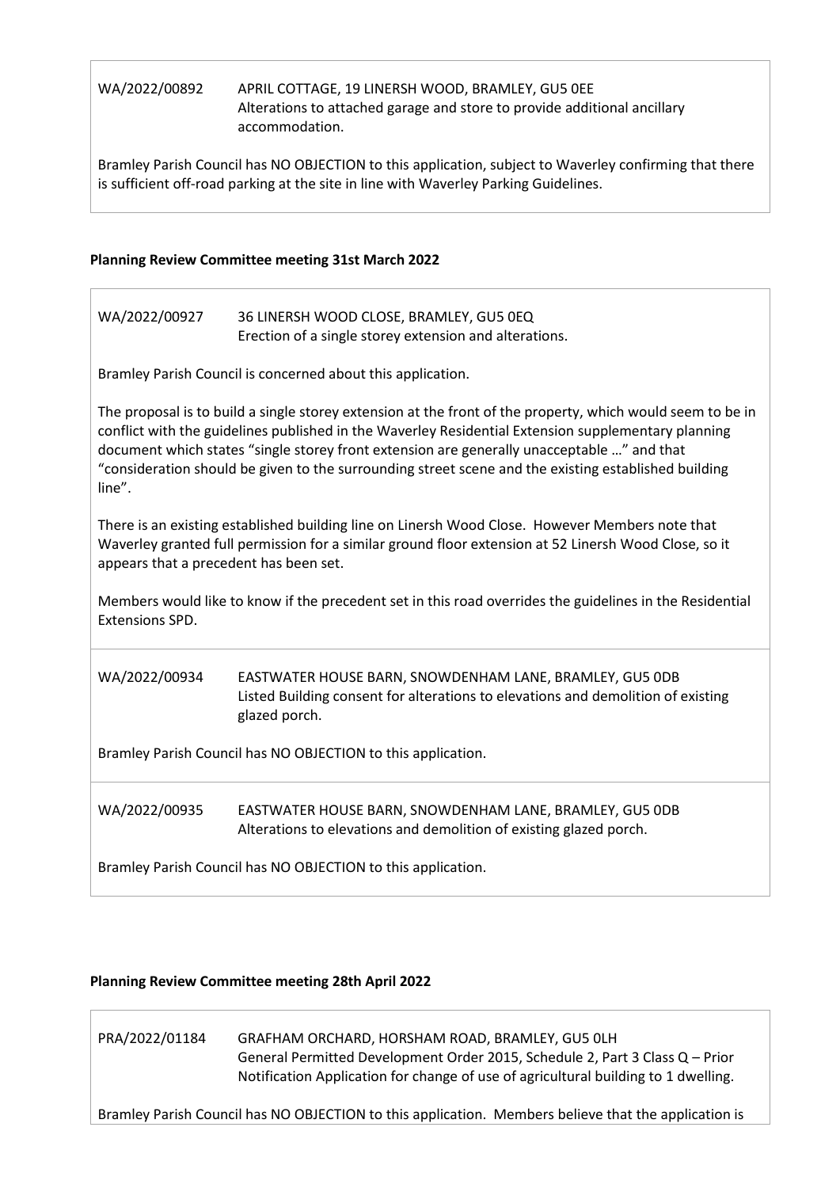WA/2022/00892 APRIL COTTAGE, 19 LINERSH WOOD, BRAMLEY, GU5 0EE
Alterations to attached garage and store to provide additional ancillary accommodation.

Bramley Parish Council has NO OBJECTION to this application, subject to Waverley confirming that there is sufficient off-road parking at the site in line with Waverley Parking Guidelines.

**Planning Review Committee meeting 31st March 2022**

WA/2022/00927 36 LINERSH WOOD CLOSE, BRAMLEY, GU5 0EQ
Erection of a single storey extension and alterations.

Bramley Parish Council is concerned about this application.

The proposal is to build a single storey extension at the front of the property, which would seem to be in conflict with the guidelines published in the Waverley Residential Extension supplementary planning document which states "single storey front extension are generally unacceptable …" and that "consideration should be given to the surrounding street scene and the existing established building line".

There is an existing established building line on Linersh Wood Close. However Members note that Waverley granted full permission for a similar ground floor extension at 52 Linersh Wood Close, so it appears that a precedent has been set.

Members would like to know if the precedent set in this road overrides the guidelines in the Residential Extensions SPD.

WA/2022/00934 EASTWATER HOUSE BARN, SNOWDENHAM LANE, BRAMLEY, GU5 0DB
Listed Building consent for alterations to elevations and demolition of existing glazed porch.

Bramley Parish Council has NO OBJECTION to this application.

WA/2022/00935 EASTWATER HOUSE BARN, SNOWDENHAM LANE, BRAMLEY, GU5 0DB
Alterations to elevations and demolition of existing glazed porch.

Bramley Parish Council has NO OBJECTION to this application.

**Planning Review Committee meeting 28th April 2022**

PRA/2022/01184 GRAFHAM ORCHARD, HORSHAM ROAD, BRAMLEY, GU5 0LH
General Permitted Development Order 2015, Schedule 2, Part 3 Class Q – Prior Notification Application for change of use of agricultural building to 1 dwelling.

Bramley Parish Council has NO OBJECTION to this application. Members believe that the application is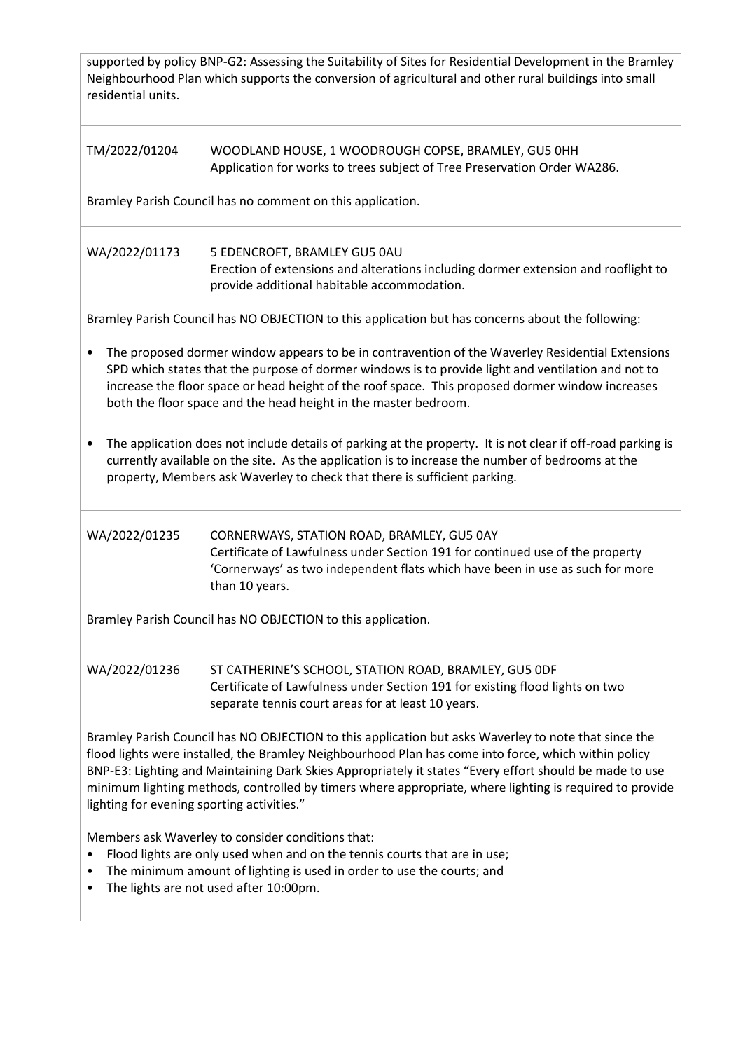supported by policy BNP-G2: Assessing the Suitability of Sites for Residential Development in the Bramley Neighbourhood Plan which supports the conversion of agricultural and other rural buildings into small residential units.

---

TM/2022/01204 WOODLAND HOUSE, 1 WOODROUGH COPSE, BRAMLEY, GU5 0HH
Application for works to trees subject of Tree Preservation Order WA286.

Bramley Parish Council has no comment on this application.

---

WA/2022/01173 5 EDENCROFT, BRAMLEY GU5 0AU
Erection of extensions and alterations including dormer extension and rooflight to provide additional habitable accommodation.

Bramley Parish Council has NO OBJECTION to this application but has concerns about the following:

- The proposed dormer window appears to be in contravention of the Waverley Residential Extensions SPD which states that the purpose of dormer windows is to provide light and ventilation and not to increase the floor space or head height of the roof space. This proposed dormer window increases both the floor space and the head height in the master bedroom.
- The application does not include details of parking at the property. It is not clear if off-road parking is currently available on the site. As the application is to increase the number of bedrooms at the property, Members ask Waverley to check that there is sufficient parking.

---

WA/2022/01235 CORNERWAYS, STATION ROAD, BRAMLEY, GU5 0AY
Certificate of Lawfulness under Section 191 for continued use of the property 'Cornerways' as two independent flats which have been in use as such for more than 10 years.

Bramley Parish Council has NO OBJECTION to this application.

---

WA/2022/01236 ST CATHERINE'S SCHOOL, STATION ROAD, BRAMLEY, GU5 0DF
Certificate of Lawfulness under Section 191 for existing flood lights on two separate tennis court areas for at least 10 years.

Bramley Parish Council has NO OBJECTION to this application but asks Waverley to note that since the flood lights were installed, the Bramley Neighbourhood Plan has come into force, which within policy BNP-E3: Lighting and Maintaining Dark Skies Appropriately it states "Every effort should be made to use minimum lighting methods, controlled by timers where appropriate, where lighting is required to provide lighting for evening sporting activities."

Members ask Waverley to consider conditions that:

- Flood lights are only used when and on the tennis courts that are in use;
- The minimum amount of lighting is used in order to use the courts; and
- The lights are not used after 10:00pm.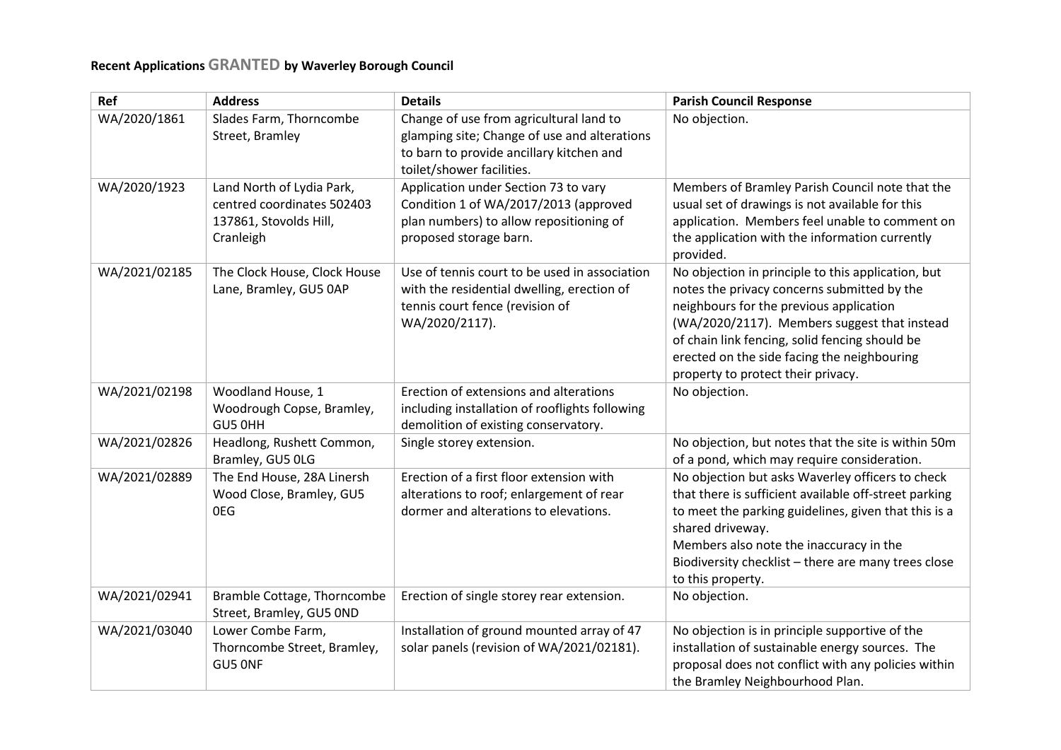**Recent Applications GRANTED by Waverley Borough Council**

| Ref | Address | Details | Parish Council Response |
| --- | --- | --- | --- |
| WA/2020/1861 | Slades Farm, Thorncombe Street, Bramley | Change of use from agricultural land to glamping site; Change of use and alterations to barn to provide ancillary kitchen and toilet/shower facilities. | No objection. |
| WA/2020/1923 | Land North of Lydia Park, centred coordinates 502403 137861, Stovolds Hill, Cranleigh | Application under Section 73 to vary Condition 1 of WA/2017/2013 (approved plan numbers) to allow repositioning of proposed storage barn. | Members of Bramley Parish Council note that the usual set of drawings is not available for this application. Members feel unable to comment on the application with the information currently provided. |
| WA/2021/02185 | The Clock House, Clock House Lane, Bramley, GU5 0AP | Use of tennis court to be used in association with the residential dwelling, erection of tennis court fence (revision of WA/2020/2117). | No objection in principle to this application, but notes the privacy concerns submitted by the neighbours for the previous application (WA/2020/2117). Members suggest that instead of chain link fencing, solid fencing should be erected on the side facing the neighbouring property to protect their privacy. |
| WA/2021/02198 | Woodland House, 1 Woodrough Copse, Bramley, GU5 0HH | Erection of extensions and alterations including installation of rooflights following demolition of existing conservatory. | No objection. |
| WA/2021/02826 | Headlong, Rushett Common, Bramley, GU5 0LG | Single storey extension. | No objection, but notes that the site is within 50m of a pond, which may require consideration. |
| WA/2021/02889 | The End House, 28A Linersh Wood Close, Bramley, GU5 0EG | Erection of a first floor extension with alterations to roof; enlargement of rear dormer and alterations to elevations. | No objection but asks Waverley officers to check that there is sufficient available off-street parking to meet the parking guidelines, given that this is a shared driveway.<br>Members also note the inaccuracy in the Biodiversity checklist – there are many trees close to this property. |
| WA/2021/02941 | Bramble Cottage, Thorncombe Street, Bramley, GU5 0ND | Erection of single storey rear extension. | No objection. |
| WA/2021/03040 | Lower Combe Farm, Thorncombe Street, Bramley, GU5 0NF | Installation of ground mounted array of 47 solar panels (revision of WA/2021/02181). | No objection is in principle supportive of the installation of sustainable energy sources. The proposal does not conflict with any policies within the Bramley Neighbourhood Plan. |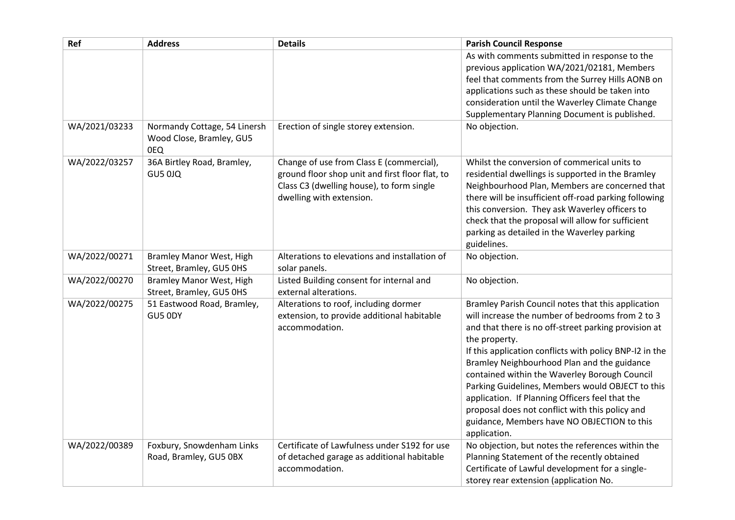| Ref | Address | Details | Parish Council Response |
|---|---|---|---|
| | | | As with comments submitted in response to the previous application WA/2021/02181, Members feel that comments from the Surrey Hills AONB on applications such as these should be taken into consideration until the Waverley Climate Change Supplementary Planning Document is published. |
| WA/2021/03233 | Normandy Cottage, 54 Linersh Wood Close, Bramley, GU5 0EQ | Erection of single storey extension. | No objection. |
| WA/2022/03257 | 36A Birtley Road, Bramley, GU5 0JQ | Change of use from Class E (commercial), ground floor shop unit and first floor flat, to Class C3 (dwelling house), to form single dwelling with extension. | Whilst the conversion of commerical units to residential dwellings is supported in the Bramley Neighbourhood Plan, Members are concerned that there will be insufficient off-road parking following this conversion. They ask Waverley officers to check that the proposal will allow for sufficient parking as detailed in the Waverley parking guidelines. |
| WA/2022/00271 | Bramley Manor West, High Street, Bramley, GU5 0HS | Alterations to elevations and installation of solar panels. | No objection. |
| WA/2022/00270 | Bramley Manor West, High Street, Bramley, GU5 0HS | Listed Building consent for internal and external alterations. | No objection. |
| WA/2022/00275 | 51 Eastwood Road, Bramley, GU5 0DY | Alterations to roof, including dormer extension, to provide additional habitable accommodation. | Bramley Parish Council notes that this application will increase the number of bedrooms from 2 to 3 and that there is no off-street parking provision at the property.<br>If this application conflicts with policy BNP-I2 in the Bramley Neighbourhood Plan and the guidance contained within the Waverley Borough Council Parking Guidelines, Members would OBJECT to this application. If Planning Officers feel that the proposal does not conflict with this policy and guidance, Members have NO OBJECTION to this application. |
| WA/2022/00389 | Foxbury, Snowdenham Links Road, Bramley, GU5 0BX | Certificate of Lawfulness under S192 for use of detached garage as additional habitable accommodation. | No objection, but notes the references within the Planning Statement of the recently obtained Certificate of Lawful development for a single-storey rear extension (application No. |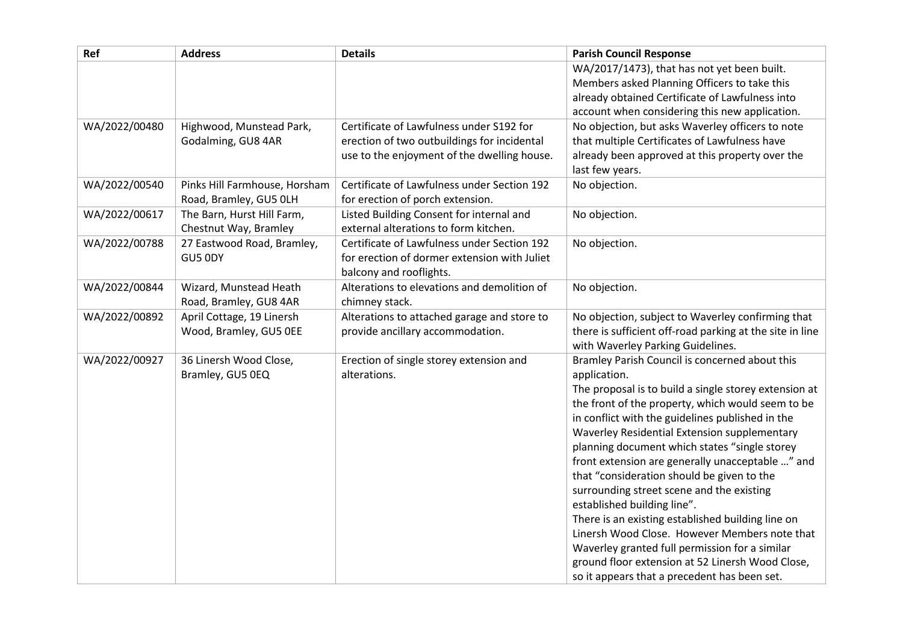| Ref | Address | Details | Parish Council Response |
|---|---|---|---|
| | | | WA/2017/1473), that has not yet been built. Members asked Planning Officers to take this already obtained Certificate of Lawfulness into account when considering this new application. |
| WA/2022/00480 | Highwood, Munstead Park, Godalming, GU8 4AR | Certificate of Lawfulness under S192 for erection of two outbuildings for incidental use to the enjoyment of the dwelling house. | No objection, but asks Waverley officers to note that multiple Certificates of Lawfulness have already been approved at this property over the last few years. |
| WA/2022/00540 | Pinks Hill Farmhouse, Horsham Road, Bramley, GU5 0LH | Certificate of Lawfulness under Section 192 for erection of porch extension. | No objection. |
| WA/2022/00617 | The Barn, Hurst Hill Farm, Chestnut Way, Bramley | Listed Building Consent for internal and external alterations to form kitchen. | No objection. |
| WA/2022/00788 | 27 Eastwood Road, Bramley, GU5 0DY | Certificate of Lawfulness under Section 192 for erection of dormer extension with Juliet balcony and rooflights. | No objection. |
| WA/2022/00844 | Wizard, Munstead Heath Road, Bramley, GU8 4AR | Alterations to elevations and demolition of chimney stack. | No objection. |
| WA/2022/00892 | April Cottage, 19 Linersh Wood, Bramley, GU5 0EE | Alterations to attached garage and store to provide ancillary accommodation. | No objection, subject to Waverley confirming that there is sufficient off-road parking at the site in line with Waverley Parking Guidelines. |
| WA/2022/00927 | 36 Linersh Wood Close, Bramley, GU5 0EQ | Erection of single storey extension and alterations. | Bramley Parish Council is concerned about this application.<br>The proposal is to build a single storey extension at the front of the property, which would seem to be in conflict with the guidelines published in the Waverley Residential Extension supplementary planning document which states "single storey front extension are generally unacceptable …" and that "consideration should be given to the surrounding street scene and the existing established building line".<br>There is an existing established building line on Linersh Wood Close. However Members note that Waverley granted full permission for a similar ground floor extension at 52 Linersh Wood Close, so it appears that a precedent has been set. |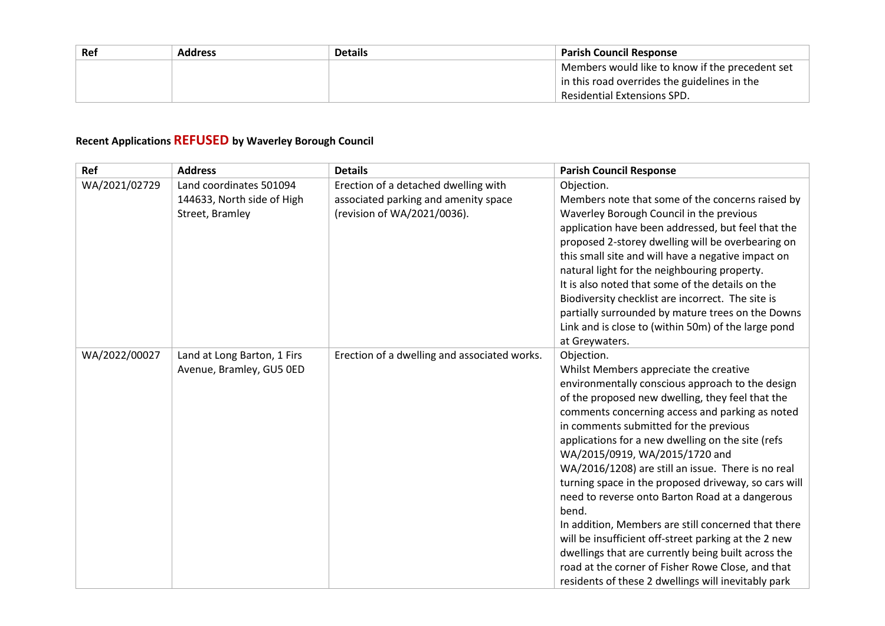| Ref | Address | Details | Parish Council Response |
|---|---|---|---|
| | | | Members would like to know if the precedent set in this road overrides the guidelines in the Residential Extensions SPD. |

## Recent Applications **REFUSED** by Waverley Borough Council

| Ref | Address | Details | Parish Council Response |
|---|---|---|---|
| WA/2021/02729 | Land coordinates 501094 144633, North side of High Street, Bramley | Erection of a detached dwelling with associated parking and amenity space (revision of WA/2021/0036). | Objection.<br>Members note that some of the concerns raised by Waverley Borough Council in the previous application have been addressed, but feel that the proposed 2-storey dwelling will be overbearing on this small site and will have a negative impact on natural light for the neighbouring property.<br>It is also noted that some of the details on the Biodiversity checklist are incorrect. The site is partially surrounded by mature trees on the Downs Link and is close to (within 50m) of the large pond at Greywaters. |
| WA/2022/00027 | Land at Long Barton, 1 Firs Avenue, Bramley, GU5 0ED | Erection of a dwelling and associated works. | Objection.<br>Whilst Members appreciate the creative environmentally conscious approach to the design of the proposed new dwelling, they feel that the comments concerning access and parking as noted in comments submitted for the previous applications for a new dwelling on the site (refs WA/2015/0919, WA/2015/1720 and WA/2016/1208) are still an issue. There is no real turning space in the proposed driveway, so cars will need to reverse onto Barton Road at a dangerous bend.<br>In addition, Members are still concerned that there will be insufficient off-street parking at the 2 new dwellings that are currently being built across the road at the corner of Fisher Rowe Close, and that residents of these 2 dwellings will inevitably park |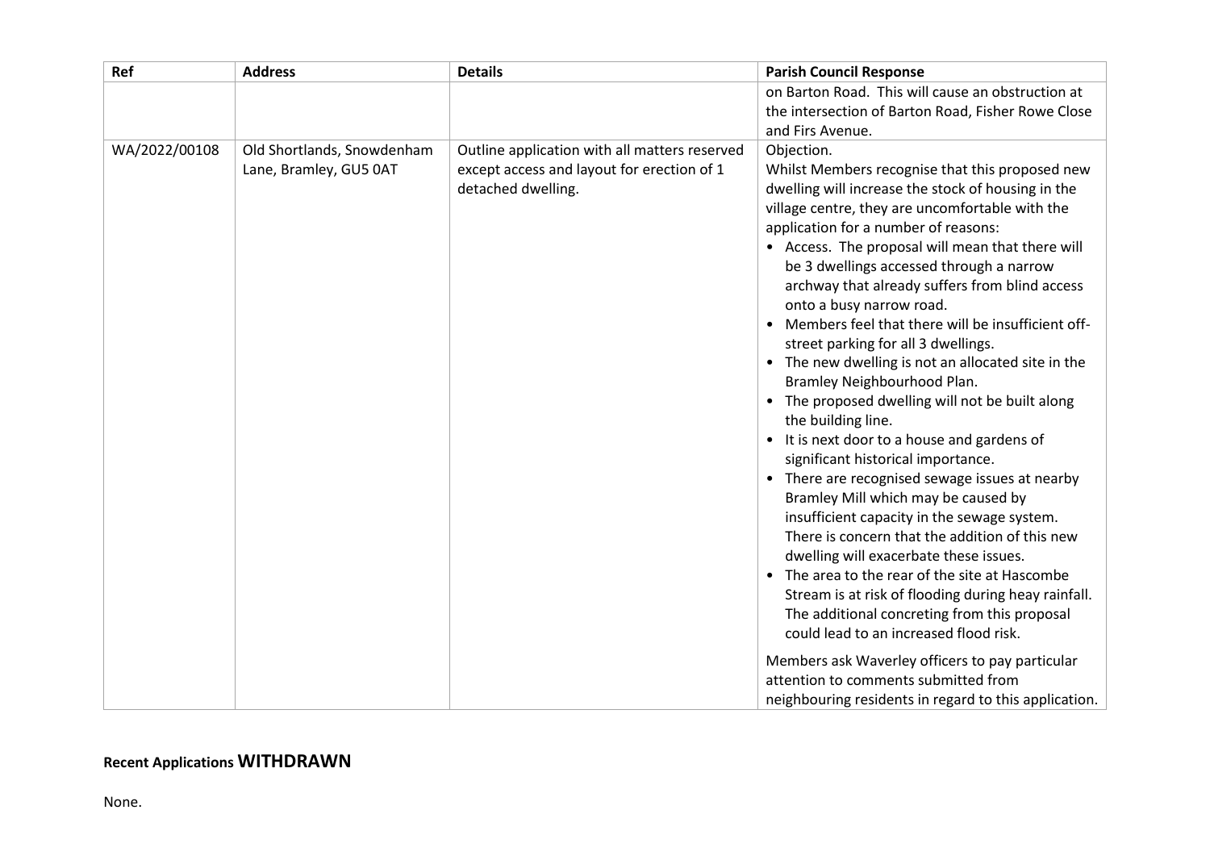| Ref | Address | Details | Parish Council Response |
| --- | --- | --- | --- |
| | | | on Barton Road. This will cause an obstruction at the intersection of Barton Road, Fisher Rowe Close and Firs Avenue. |
| WA/2022/00108 | Old Shortlands, Snowdenham Lane, Bramley, GU5 0AT | Outline application with all matters reserved except access and layout for erection of 1 detached dwelling. | Objection.<br>Whilst Members recognise that this proposed new dwelling will increase the stock of housing in the village centre, they are uncomfortable with the application for a number of reasons:<br>• Access. The proposal will mean that there will be 3 dwellings accessed through a narrow archway that already suffers from blind access onto a busy narrow road.<br>• Members feel that there will be insufficient off-street parking for all 3 dwellings.<br>• The new dwelling is not an allocated site in the Bramley Neighbourhood Plan.<br>• The proposed dwelling will not be built along the building line.<br>• It is next door to a house and gardens of significant historical importance.<br>• There are recognised sewage issues at nearby Bramley Mill which may be caused by insufficient capacity in the sewage system. There is concern that the addition of this new dwelling will exacerbate these issues.<br>• The area to the rear of the site at Hascombe Stream is at risk of flooding during heay rainfall. The additional concreting from this proposal could lead to an increased flood risk.<br><br>Members ask Waverley officers to pay particular attention to comments submitted from neighbouring residents in regard to this application. |

**Recent Applications WITHDRAWN**

None.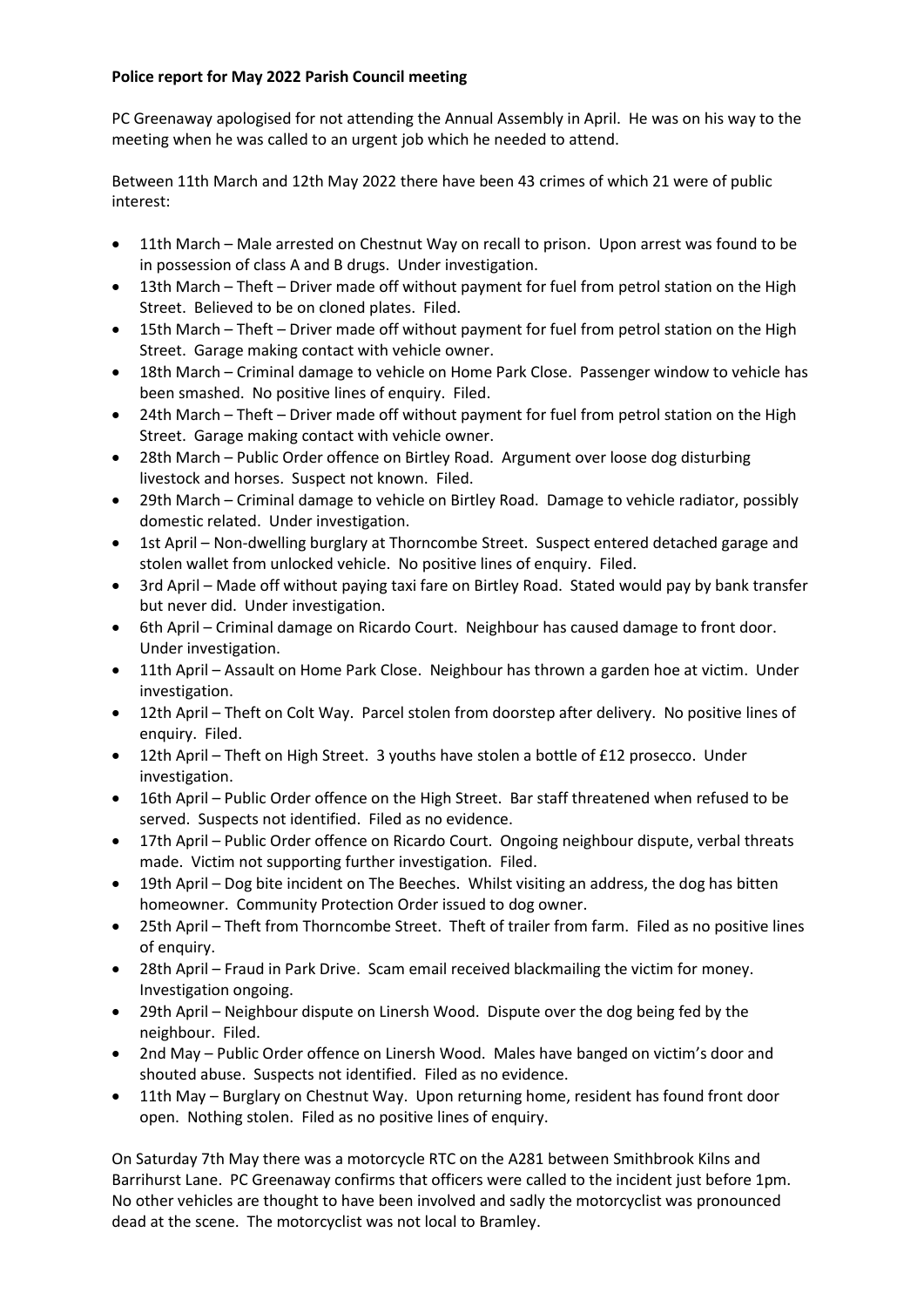**Police report for May 2022 Parish Council meeting**

PC Greenaway apologised for not attending the Annual Assembly in April. He was on his way to the meeting when he was called to an urgent job which he needed to attend.

Between 11th March and 12th May 2022 there have been 43 crimes of which 21 were of public interest:

- 11th March – Male arrested on Chestnut Way on recall to prison. Upon arrest was found to be in possession of class A and B drugs. Under investigation.
- 13th March – Theft – Driver made off without payment for fuel from petrol station on the High Street. Believed to be on cloned plates. Filed.
- 15th March – Theft – Driver made off without payment for fuel from petrol station on the High Street. Garage making contact with vehicle owner.
- 18th March – Criminal damage to vehicle on Home Park Close. Passenger window to vehicle has been smashed. No positive lines of enquiry. Filed.
- 24th March – Theft – Driver made off without payment for fuel from petrol station on the High Street. Garage making contact with vehicle owner.
- 28th March – Public Order offence on Birtley Road. Argument over loose dog disturbing livestock and horses. Suspect not known. Filed.
- 29th March – Criminal damage to vehicle on Birtley Road. Damage to vehicle radiator, possibly domestic related. Under investigation.
- 1st April – Non-dwelling burglary at Thorncombe Street. Suspect entered detached garage and stolen wallet from unlocked vehicle. No positive lines of enquiry. Filed.
- 3rd April – Made off without paying taxi fare on Birtley Road. Stated would pay by bank transfer but never did. Under investigation.
- 6th April – Criminal damage on Ricardo Court. Neighbour has caused damage to front door. Under investigation.
- 11th April – Assault on Home Park Close. Neighbour has thrown a garden hoe at victim. Under investigation.
- 12th April – Theft on Colt Way. Parcel stolen from doorstep after delivery. No positive lines of enquiry. Filed.
- 12th April – Theft on High Street. 3 youths have stolen a bottle of £12 prosecco. Under investigation.
- 16th April – Public Order offence on the High Street. Bar staff threatened when refused to be served. Suspects not identified. Filed as no evidence.
- 17th April – Public Order offence on Ricardo Court. Ongoing neighbour dispute, verbal threats made. Victim not supporting further investigation. Filed.
- 19th April – Dog bite incident on The Beeches. Whilst visiting an address, the dog has bitten homeowner. Community Protection Order issued to dog owner.
- 25th April – Theft from Thorncombe Street. Theft of trailer from farm. Filed as no positive lines of enquiry.
- 28th April – Fraud in Park Drive. Scam email received blackmailing the victim for money. Investigation ongoing.
- 29th April – Neighbour dispute on Linersh Wood. Dispute over the dog being fed by the neighbour. Filed.
- 2nd May – Public Order offence on Linersh Wood. Males have banged on victim's door and shouted abuse. Suspects not identified. Filed as no evidence.
- 11th May – Burglary on Chestnut Way. Upon returning home, resident has found front door open. Nothing stolen. Filed as no positive lines of enquiry.

On Saturday 7th May there was a motorcycle RTC on the A281 between Smithbrook Kilns and Barrihurst Lane. PC Greenaway confirms that officers were called to the incident just before 1pm. No other vehicles are thought to have been involved and sadly the motorcyclist was pronounced dead at the scene. The motorcyclist was not local to Bramley.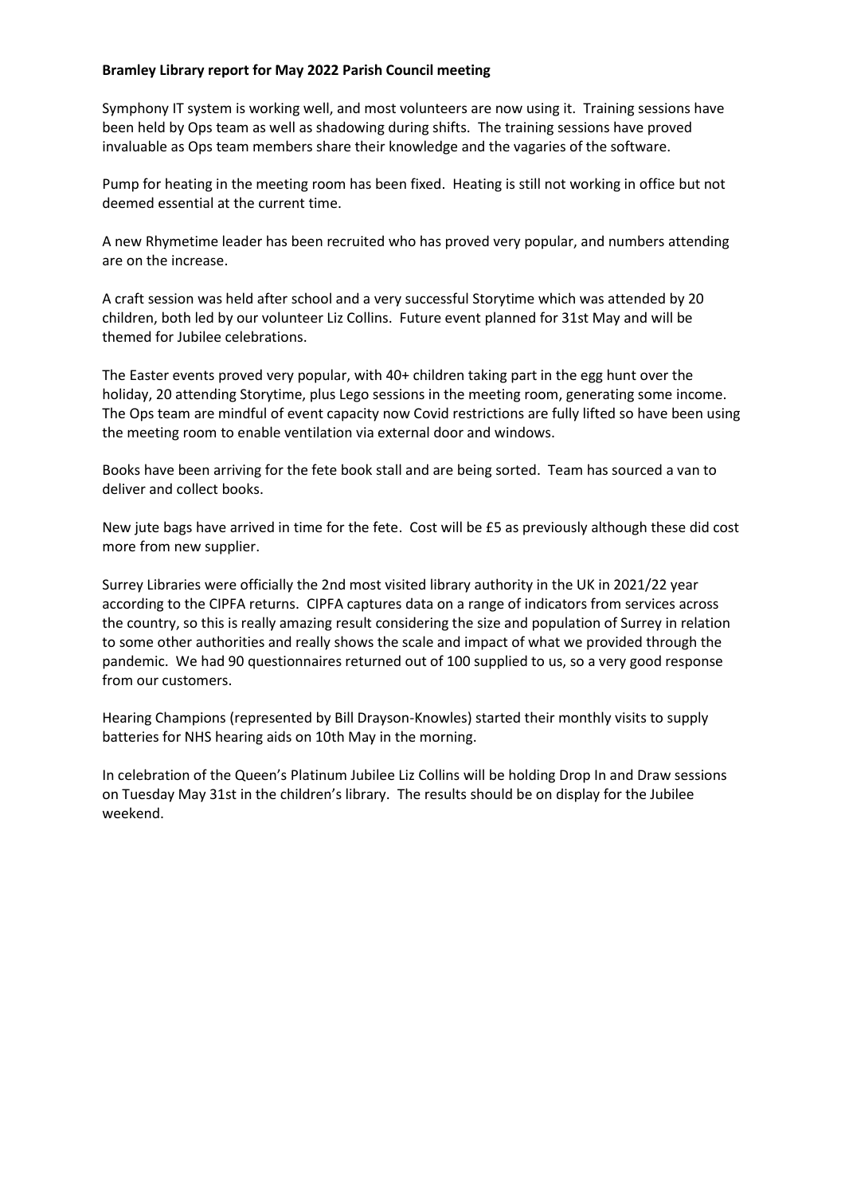**Bramley Library report for May 2022 Parish Council meeting**

Symphony IT system is working well, and most volunteers are now using it. Training sessions have been held by Ops team as well as shadowing during shifts. The training sessions have proved invaluable as Ops team members share their knowledge and the vagaries of the software.

Pump for heating in the meeting room has been fixed. Heating is still not working in office but not deemed essential at the current time.

A new Rhymetime leader has been recruited who has proved very popular, and numbers attending are on the increase.

A craft session was held after school and a very successful Storytime which was attended by 20 children, both led by our volunteer Liz Collins. Future event planned for 31st May and will be themed for Jubilee celebrations.

The Easter events proved very popular, with 40+ children taking part in the egg hunt over the holiday, 20 attending Storytime, plus Lego sessions in the meeting room, generating some income. The Ops team are mindful of event capacity now Covid restrictions are fully lifted so have been using the meeting room to enable ventilation via external door and windows.

Books have been arriving for the fete book stall and are being sorted. Team has sourced a van to deliver and collect books.

New jute bags have arrived in time for the fete. Cost will be £5 as previously although these did cost more from new supplier.

Surrey Libraries were officially the 2nd most visited library authority in the UK in 2021/22 year according to the CIPFA returns. CIPFA captures data on a range of indicators from services across the country, so this is really amazing result considering the size and population of Surrey in relation to some other authorities and really shows the scale and impact of what we provided through the pandemic. We had 90 questionnaires returned out of 100 supplied to us, so a very good response from our customers.

Hearing Champions (represented by Bill Drayson-Knowles) started their monthly visits to supply batteries for NHS hearing aids on 10th May in the morning.

In celebration of the Queen's Platinum Jubilee Liz Collins will be holding Drop In and Draw sessions on Tuesday May 31st in the children's library. The results should be on display for the Jubilee weekend.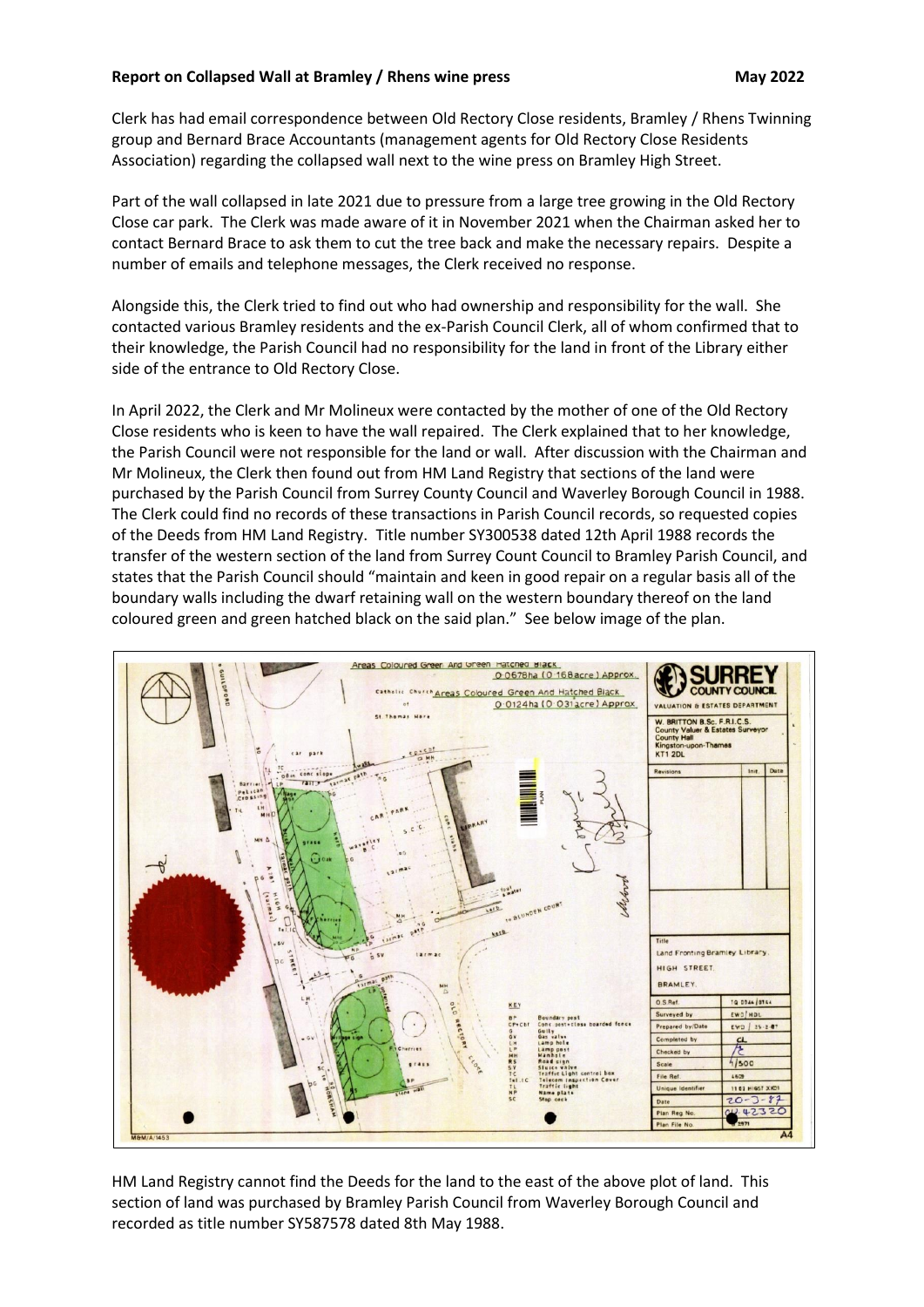**Report on Collapsed Wall at Bramley / Rhens wine press** **May 2022**

Clerk has had email correspondence between Old Rectory Close residents, Bramley / Rhens Twinning group and Bernard Brace Accountants (management agents for Old Rectory Close Residents Association) regarding the collapsed wall next to the wine press on Bramley High Street.

Part of the wall collapsed in late 2021 due to pressure from a large tree growing in the Old Rectory Close car park. The Clerk was made aware of it in November 2021 when the Chairman asked her to contact Bernard Brace to ask them to cut the tree back and make the necessary repairs. Despite a number of emails and telephone messages, the Clerk received no response.

Alongside this, the Clerk tried to find out who had ownership and responsibility for the wall. She contacted various Bramley residents and the ex-Parish Council Clerk, all of whom confirmed that to their knowledge, the Parish Council had no responsibility for the land in front of the Library either side of the entrance to Old Rectory Close.

In April 2022, the Clerk and Mr Molineux were contacted by the mother of one of the Old Rectory Close residents who is keen to have the wall repaired. The Clerk explained that to her knowledge, the Parish Council were not responsible for the land or wall. After discussion with the Chairman and Mr Molineux, the Clerk then found out from HM Land Registry that sections of the land were purchased by the Parish Council from Surrey County Council and Waverley Borough Council in 1988. The Clerk could find no records of these transactions in Parish Council records, so requested copies of the Deeds from HM Land Registry. Title number SY300538 dated 12th April 1988 records the transfer of the western section of the land from Surrey Count Council to Bramley Parish Council, and states that the Parish Council should "maintain and keen in good repair on a regular basis all of the boundary walls including the dwarf retaining wall on the western boundary thereof on the land coloured green and green hatched black on the said plan." See below image of the plan.

HM Land Registry cannot find the Deeds for the land to the east of the above plot of land. This section of land was purchased by Bramley Parish Council from Waverley Borough Council and recorded as title number SY587578 dated 8th May 1988.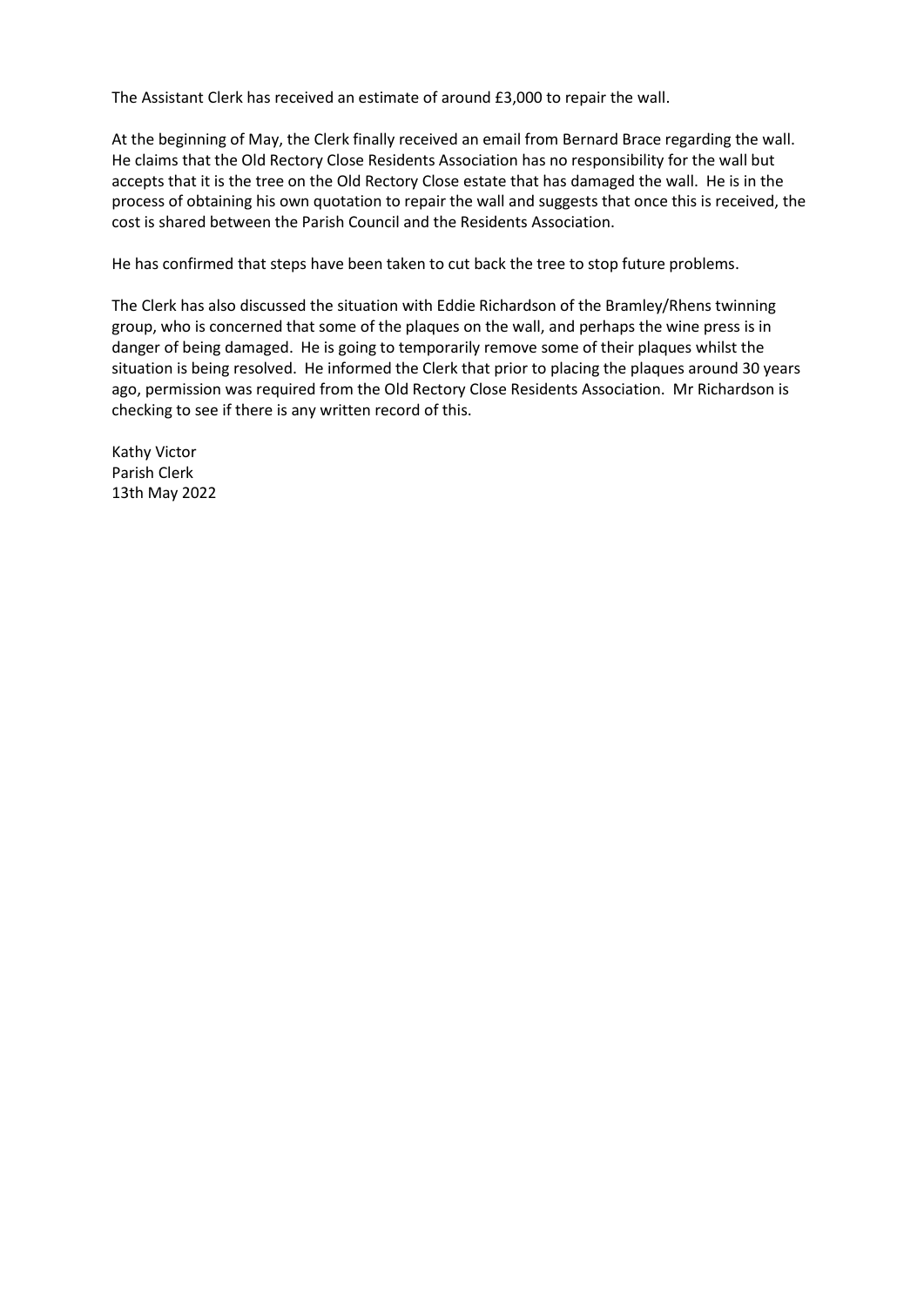The Assistant Clerk has received an estimate of around £3,000 to repair the wall.

At the beginning of May, the Clerk finally received an email from Bernard Brace regarding the wall. He claims that the Old Rectory Close Residents Association has no responsibility for the wall but accepts that it is the tree on the Old Rectory Close estate that has damaged the wall. He is in the process of obtaining his own quotation to repair the wall and suggests that once this is received, the cost is shared between the Parish Council and the Residents Association.

He has confirmed that steps have been taken to cut back the tree to stop future problems.

The Clerk has also discussed the situation with Eddie Richardson of the Bramley/Rhens twinning group, who is concerned that some of the plaques on the wall, and perhaps the wine press is in danger of being damaged. He is going to temporarily remove some of their plaques whilst the situation is being resolved. He informed the Clerk that prior to placing the plaques around 30 years ago, permission was required from the Old Rectory Close Residents Association. Mr Richardson is checking to see if there is any written record of this.

Kathy Victor
Parish Clerk
13th May 2022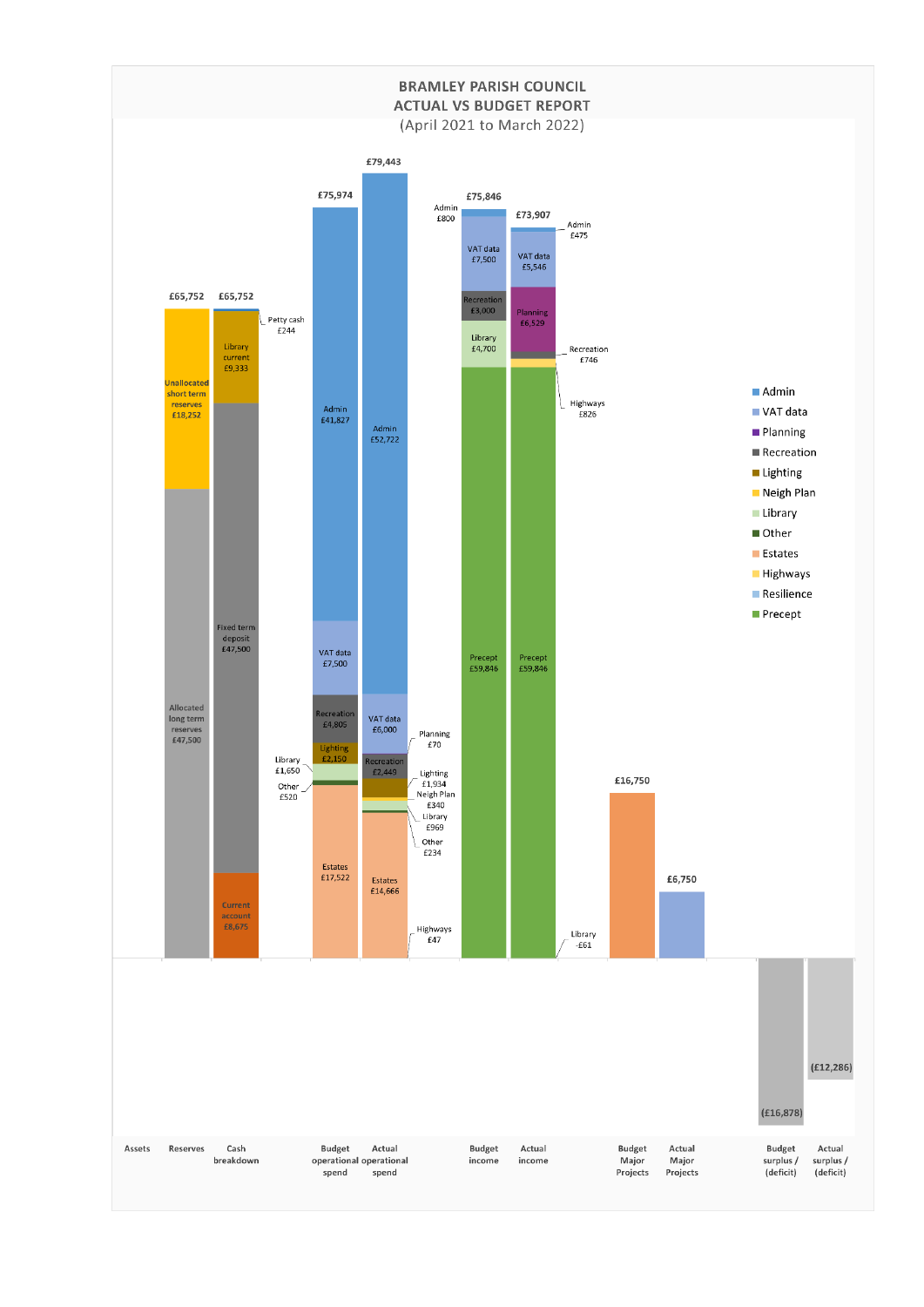# BRAMLEY PARISH COUNCIL
## ACTUAL VS BUDGET REPORT
(April 2021 to March 2022)

**Reserves (£65,752)**

| Item | Amount |
|---|---|
| Unallocated short term reserves | £18,252 |
| Allocated long term reserves | £47,500 |

**Cash breakdown (£65,752)**

| Item | Amount |
|---|---|
| Petty cash | £244 |
| Library current | £9,333 |
| Fixed term deposit | £47,500 |
| Current account | £8,675 |

**Operational spend**

| Category | Budget operational spend (£75,974) | Actual operational spend (£79,443) |
|---|---|---|
| Admin | £41,827 | £52,722 |
| VAT data | £7,500 | £6,000 |
| Planning | | £70 |
| Recreation | £4,805 | £2,449 |
| Lighting | £2,150 | £1,934 |
| Neigh Plan | | £340 |
| Library | £1,650 | £969 |
| Other | £520 | £234 |
| Estates | £17,522 | £14,666 |
| Highways | | £47 |

**Income**

| Category | Budget income (£75,846) | Actual income (£73,907) |
|---|---|---|
| Admin | £800 | £475 |
| VAT data | £7,500 | £5,546 |
| Planning | | £6,529 |
| Recreation | £3,000 | £746 |
| Highways | | £826 |
| Library | £4,700 | -£61 |
| Precept | £59,846 | £59,846 |

**Major Projects**

| Budget Major Projects | Actual Major Projects |
|---|---|
| £16,750 | £6,750 |

**Surplus / (deficit)**

| Budget surplus / (deficit) | Actual surplus / (deficit) |
|---|---|
| (£16,878) | (£12,286) |

Legend: Admin, VAT data, Planning, Recreation, Lighting, Neigh Plan, Library, Other, Estates, Highways, Resilience, Precept

Assets | Reserves | Cash breakdown | Budget operational spend | Actual operational spend | Budget income | Actual income | Budget Major Projects | Actual Major Projects | Budget surplus / (deficit) | Actual surplus / (deficit)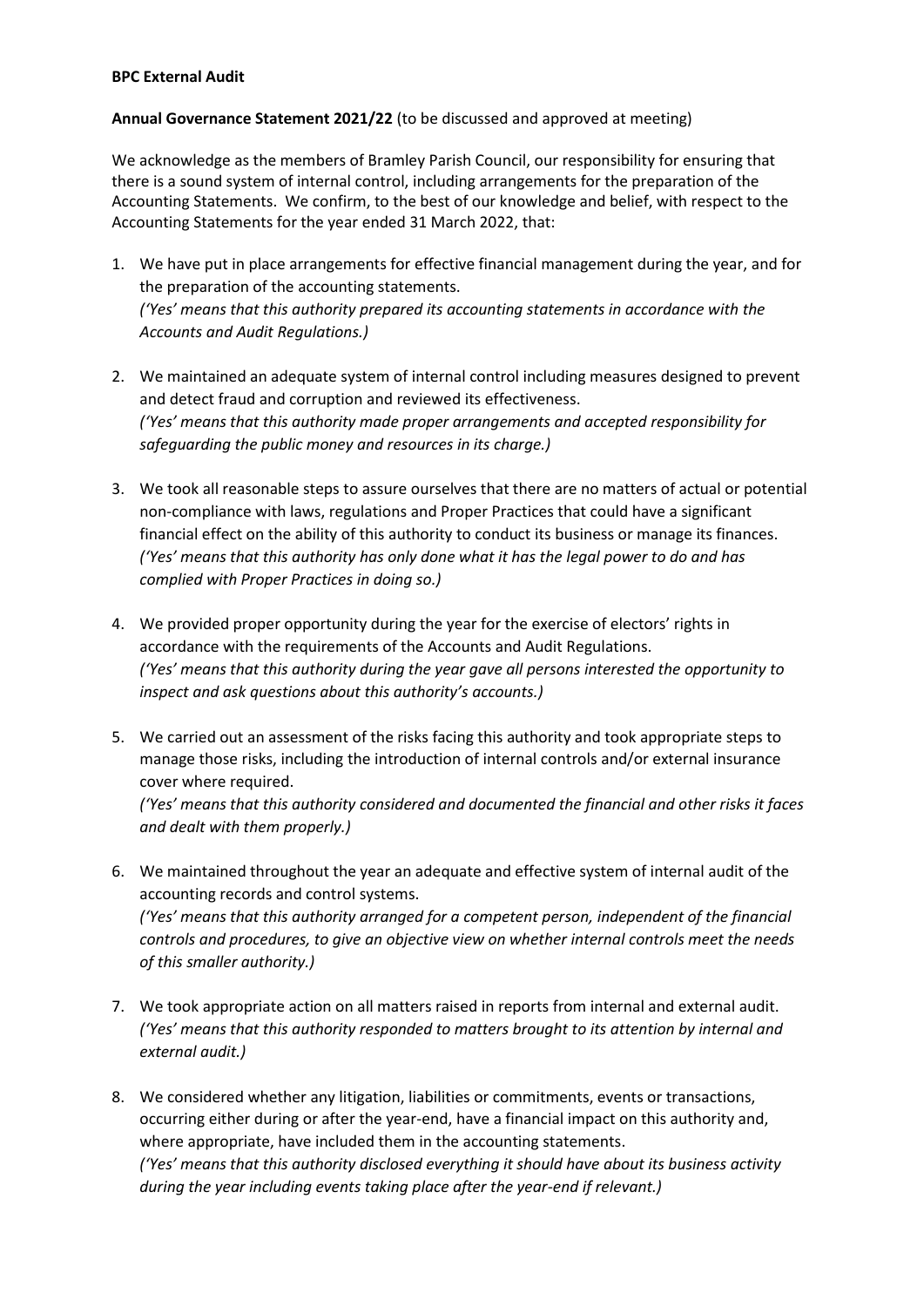**BPC External Audit**

**Annual Governance Statement 2021/22** (to be discussed and approved at meeting)

We acknowledge as the members of Bramley Parish Council, our responsibility for ensuring that there is a sound system of internal control, including arrangements for the preparation of the Accounting Statements. We confirm, to the best of our knowledge and belief, with respect to the Accounting Statements for the year ended 31 March 2022, that:

1. We have put in place arrangements for effective financial management during the year, and for the preparation of the accounting statements.
   *('Yes' means that this authority prepared its accounting statements in accordance with the Accounts and Audit Regulations.)*

2. We maintained an adequate system of internal control including measures designed to prevent and detect fraud and corruption and reviewed its effectiveness.
   *('Yes' means that this authority made proper arrangements and accepted responsibility for safeguarding the public money and resources in its charge.)*

3. We took all reasonable steps to assure ourselves that there are no matters of actual or potential non-compliance with laws, regulations and Proper Practices that could have a significant financial effect on the ability of this authority to conduct its business or manage its finances.
   *('Yes' means that this authority has only done what it has the legal power to do and has complied with Proper Practices in doing so.)*

4. We provided proper opportunity during the year for the exercise of electors' rights in accordance with the requirements of the Accounts and Audit Regulations.
   *('Yes' means that this authority during the year gave all persons interested the opportunity to inspect and ask questions about this authority's accounts.)*

5. We carried out an assessment of the risks facing this authority and took appropriate steps to manage those risks, including the introduction of internal controls and/or external insurance cover where required.
   *('Yes' means that this authority considered and documented the financial and other risks it faces and dealt with them properly.)*

6. We maintained throughout the year an adequate and effective system of internal audit of the accounting records and control systems.
   *('Yes' means that this authority arranged for a competent person, independent of the financial controls and procedures, to give an objective view on whether internal controls meet the needs of this smaller authority.)*

7. We took appropriate action on all matters raised in reports from internal and external audit.
   *('Yes' means that this authority responded to matters brought to its attention by internal and external audit.)*

8. We considered whether any litigation, liabilities or commitments, events or transactions, occurring either during or after the year-end, have a financial impact on this authority and, where appropriate, have included them in the accounting statements.
   *('Yes' means that this authority disclosed everything it should have about its business activity during the year including events taking place after the year-end if relevant.)*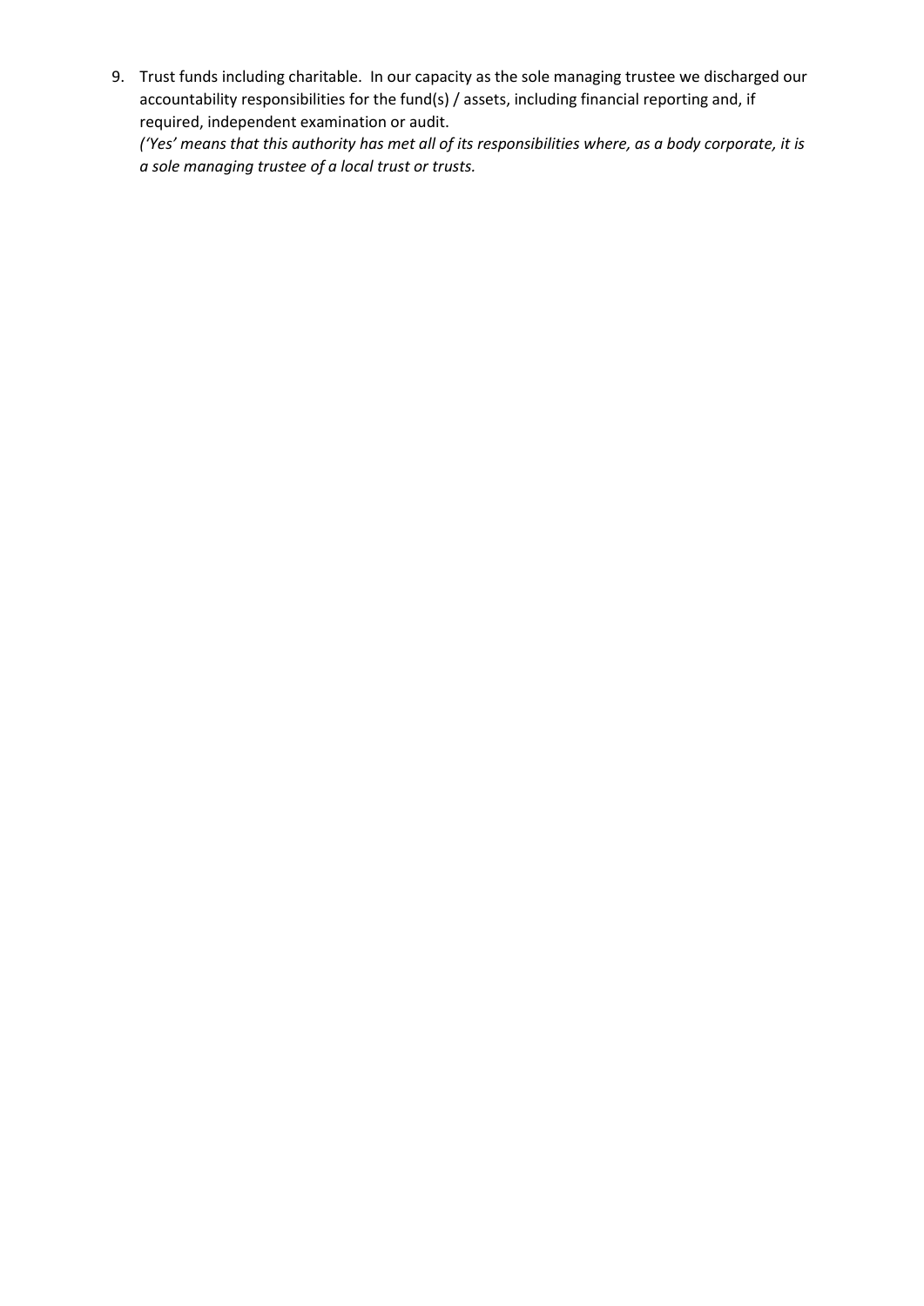9. Trust funds including charitable. In our capacity as the sole managing trustee we discharged our accountability responsibilities for the fund(s) / assets, including financial reporting and, if required, independent examination or audit.
   *('Yes' means that this authority has met all of its responsibilities where, as a body corporate, it is a sole managing trustee of a local trust or trusts.*